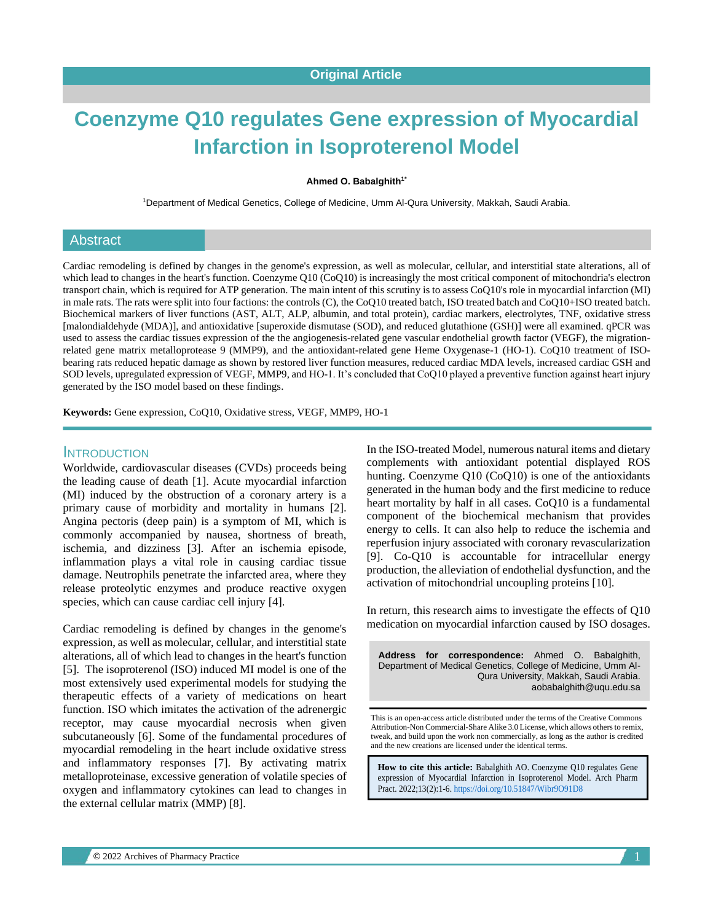Original Article

# Coenzyme Q10 regulates Gene expression of Myocardial Infarction in Isoproterenol Model

**Ahmed O. Babalghith[1*]**

[1]Department of Medical Genetics, College of Medicine, Umm Al-Qura University, Makkah, Saudi Arabia.

## Abstract

Cardiac remodeling is defined by changes in the genome's expression, as well as molecular, cellular, and interstitial state alterations, all of which lead to changes in the heart's function. Coenzyme Q10 (CoQ10) is increasingly the most critical component of mitochondria's electron transport chain, which is required for ATP generation. The main intent of this scrutiny is to assess CoQ10's role in myocardial infarction (MI) in male rats. The rats were split into four factions: the controls (C), the CoQ10 treated batch, ISO treated batch and CoQ10+ISO treated batch. Biochemical markers of liver functions (AST, ALT, ALP, albumin, and total protein), cardiac markers, electrolytes, TNF, oxidative stress [malondialdehyde (MDA)], and antioxidative [superoxide dismutase (SOD), and reduced glutathione (GSH)] were all examined. qPCR was used to assess the cardiac tissues expression of the the angiogenesis-related gene vascular endothelial growth factor (VEGF), the migration-related gene matrix metalloprotease 9 (MMP9), and the antioxidant-related gene Heme Oxygenase-1 (HO-1). CoQ10 treatment of ISO-bearing rats reduced hepatic damage as shown by restored liver function measures, reduced cardiac MDA levels, increased cardiac GSH and SOD levels, upregulated expression of VEGF, MMP9, and HO-1. It's concluded that CoQ10 played a preventive function against heart injury generated by the ISO model based on these findings.

**Keywords:** Gene expression, CoQ10, Oxidative stress, VEGF, MMP9, HO-1

## Introduction

Worldwide, cardiovascular diseases (CVDs) proceeds being the leading cause of death [1]. Acute myocardial infarction (MI) induced by the obstruction of a coronary artery is a primary cause of morbidity and mortality in humans [2]. Angina pectoris (deep pain) is a symptom of MI, which is commonly accompanied by nausea, shortness of breath, ischemia, and dizziness [3]. After an ischemia episode, inflammation plays a vital role in causing cardiac tissue damage. Neutrophils penetrate the infarcted area, where they release proteolytic enzymes and produce reactive oxygen species, which can cause cardiac cell injury [4].

Cardiac remodeling is defined by changes in the genome's expression, as well as molecular, cellular, and interstitial state alterations, all of which lead to changes in the heart's function [5]. The isoproterenol (ISO) induced MI model is one of the most extensively used experimental models for studying the therapeutic effects of a variety of medications on heart function. ISO which imitates the activation of the adrenergic receptor, may cause myocardial necrosis when given subcutaneously [6]. Some of the fundamental procedures of myocardial remodeling in the heart include oxidative stress and inflammatory responses [7]. By activating matrix metalloproteinase, excessive generation of volatile species of oxygen and inflammatory cytokines can lead to changes in the external cellular matrix (MMP) [8].

In the ISO-treated Model, numerous natural items and dietary complements with antioxidant potential displayed ROS hunting. Coenzyme Q10 (CoQ10) is one of the antioxidants generated in the human body and the first medicine to reduce heart mortality by half in all cases. CoQ10 is a fundamental component of the biochemical mechanism that provides energy to cells. It can also help to reduce the ischemia and reperfusion injury associated with coronary revascularization [9]. Co-Q10 is accountable for intracellular energy production, the alleviation of endothelial dysfunction, and the activation of mitochondrial uncoupling proteins [10].

In return, this research aims to investigate the effects of Q10 medication on myocardial infarction caused by ISO dosages.

**Address for correspondence:** Ahmed O. Babalghith, Department of Medical Genetics, College of Medicine, Umm Al-Qura University, Makkah, Saudi Arabia. aobabalghith@uqu.edu.sa

This is an open-access article distributed under the terms of the Creative Commons Attribution-Non Commercial-Share Alike 3.0 License, which allows others to remix, tweak, and build upon the work non commercially, as long as the author is credited and the new creations are licensed under the identical terms.

**How to cite this article:** Babalghith AO. Coenzyme Q10 regulates Gene expression of Myocardial Infarction in Isoproterenol Model. Arch Pharm Pract. 2022;13(2):1-6. https://doi.org/10.51847/Wibr9O91D8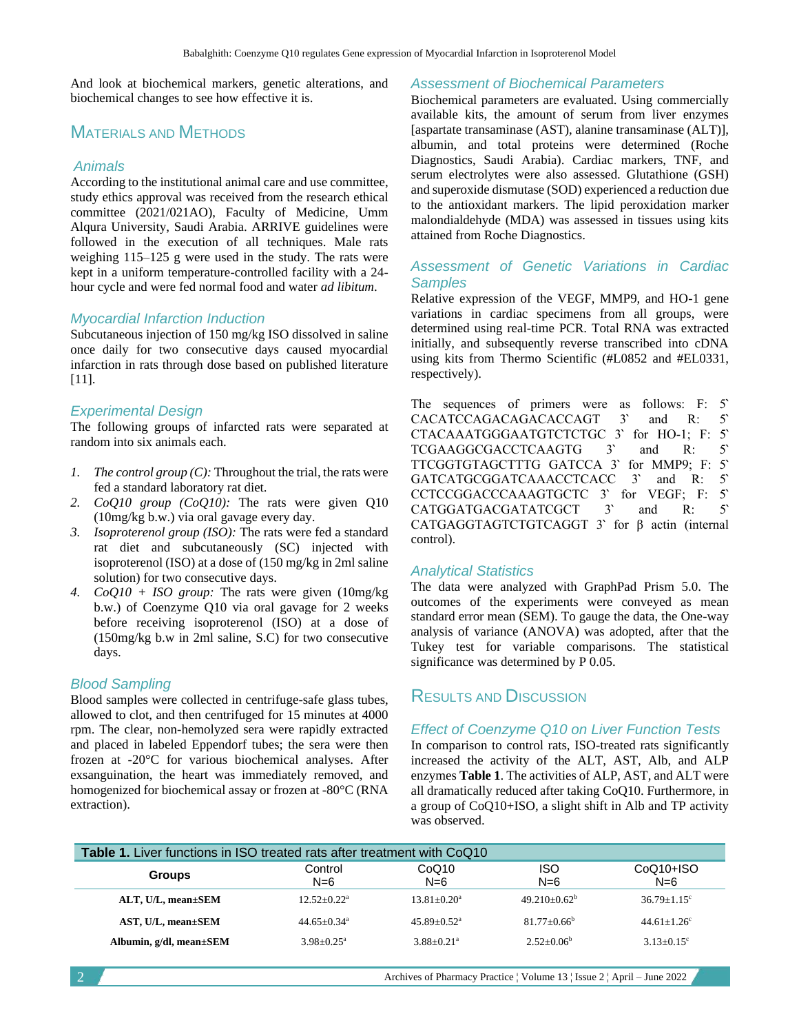And look at biochemical markers, genetic alterations, and biochemical changes to see how effective it is.

## Materials and Methods

### Animals

According to the institutional animal care and use committee, study ethics approval was received from the research ethical committee (2021/021AO), Faculty of Medicine, Umm Alqura University, Saudi Arabia. ARRIVE guidelines were followed in the execution of all techniques. Male rats weighing 115–125 g were used in the study. The rats were kept in a uniform temperature-controlled facility with a 24-hour cycle and were fed normal food and water *ad libitum*.

### Myocardial Infarction Induction

Subcutaneous injection of 150 mg/kg ISO dissolved in saline once daily for two consecutive days caused myocardial infarction in rats through dose based on published literature [11].

### Experimental Design

The following groups of infarcted rats were separated at random into six animals each.

1. *The control group (C):* Throughout the trial, the rats were fed a standard laboratory rat diet.
2. *CoQ10 group (CoQ10):* The rats were given Q10 (10mg/kg b.w.) via oral gavage every day.
3. *Isoproterenol group (ISO):* The rats were fed a standard rat diet and subcutaneously (SC) injected with isoproterenol (ISO) at a dose of (150 mg/kg in 2ml saline solution) for two consecutive days.
4. *CoQ10 + ISO group:* The rats were given (10mg/kg b.w.) of Coenzyme Q10 via oral gavage for 2 weeks before receiving isoproterenol (ISO) at a dose of (150mg/kg b.w in 2ml saline, S.C) for two consecutive days.

### Blood Sampling

Blood samples were collected in centrifuge-safe glass tubes, allowed to clot, and then centrifuged for 15 minutes at 4000 rpm. The clear, non-hemolyzed sera were rapidly extracted and placed in labeled Eppendorf tubes; the sera were then frozen at -20°C for various biochemical analyses. After exsanguination, the heart was immediately removed, and homogenized for biochemical assay or frozen at -80°C (RNA extraction).

### Assessment of Biochemical Parameters

Biochemical parameters are evaluated. Using commercially available kits, the amount of serum from liver enzymes [aspartate transaminase (AST), alanine transaminase (ALT)], albumin, and total proteins were determined (Roche Diagnostics, Saudi Arabia). Cardiac markers, TNF, and serum electrolytes were also assessed. Glutathione (GSH) and superoxide dismutase (SOD) experienced a reduction due to the antioxidant markers. The lipid peroxidation marker malondialdehyde (MDA) was assessed in tissues using kits attained from Roche Diagnostics.

### Assessment of Genetic Variations in Cardiac Samples

Relative expression of the VEGF, MMP9, and HO-1 gene variations in cardiac specimens from all groups, were determined using real-time PCR. Total RNA was extracted initially, and subsequently reverse transcribed into cDNA using kits from Thermo Scientific (#L0852 and #EL0331, respectively).

The sequences of primers were as follows: F: 5` CACATCCAGACAGACACCAGT 3` and R: 5` CTACAAATGGGAATGTCTCTGC 3` for HO-1; F: 5` TCGAAGGCGACCTCAAGTG 3` and R: 5` TTCGGTGTAGCTTTG GATCCA 3` for MMP9; F: 5` GATCATGCGGATCAAACCTCACC 3` and R: 5` CCTCCGGACCCAAAGTGCTC 3` for VEGF; F: 5` CATGGATGACGATATCGCT 3` and R: 5` CATGAGGTAGTCTGTCAGGT 3` for β actin (internal control).

### Analytical Statistics

The data were analyzed with GraphPad Prism 5.0. The outcomes of the experiments were conveyed as mean standard error mean (SEM). To gauge the data, the One-way analysis of variance (ANOVA) was adopted, after that the Tukey test for variable comparisons. The statistical significance was determined by P 0.05.

## Results and Discussion

### Effect of Coenzyme Q10 on Liver Function Tests

In comparison to control rats, ISO-treated rats significantly increased the activity of the ALT, AST, Alb, and ALP enzymes **Table 1**. The activities of ALP, AST, and ALT were all dramatically reduced after taking CoQ10. Furthermore, in a group of CoQ10+ISO, a slight shift in Alb and TP activity was observed.

**Table 1.** Liver functions in ISO treated rats after treatment with CoQ10

| Groups | Control N=6 | CoQ10 N=6 | ISO N=6 | CoQ10+ISO N=6 |
|---|---|---|---|---|
| **ALT, U/L, mean±SEM** | 12.52±0.22[a] | 13.81±0.20[a] | 49.210±0.62[b] | 36.79±1.15[c] |
| **AST, U/L, mean±SEM** | 44.65±0.34[a] | 45.89±0.52[a] | 81.77±0.66[b] | 44.61±1.26[c] |
| **Albumin, g/dl, mean±SEM** | 3.98±0.25[a] | 3.88±0.21[a] | 2.52±0.06[b] | 3.13±0.15[c] |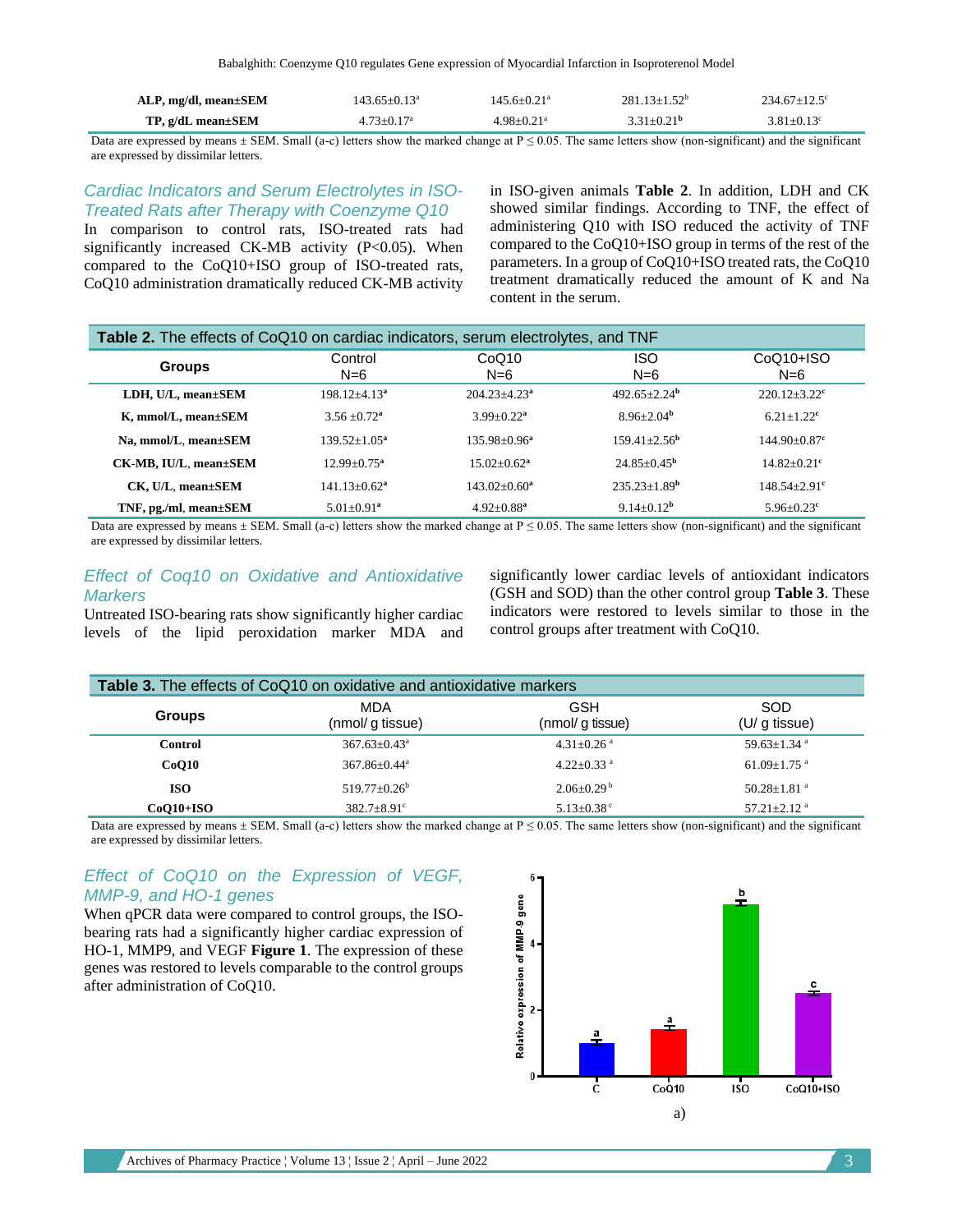| ALP, mg/dl, mean±SEM | 143.65±0.13[a] | 145.6±0.21[a] | 281.13±1.52[b] | 234.67±12.5[c] |
|---|---|---|---|---|
| TP, g/dL mean±SEM | 4.73±0.17[a] | 4.98±0.21[a] | 3.31±0.21[b] | 3.81±0.13[c] |

Data are expressed by means ± SEM. Small (a-c) letters show the marked change at $P \leq 0.05$. The same letters show (non-significant) and the significant are expressed by dissimilar letters.

### Cardiac Indicators and Serum Electrolytes in ISO-Treated Rats after Therapy with Coenzyme Q10

In comparison to control rats, ISO-treated rats had significantly increased CK-MB activity ($P<0.05$). When compared to the CoQ10+ISO group of ISO-treated rats, CoQ10 administration dramatically reduced CK-MB activity in ISO-given animals **Table 2**. In addition, LDH and CK showed similar findings. According to TNF, the effect of administering Q10 with ISO reduced the activity of TNF compared to the CoQ10+ISO group in terms of the rest of the parameters. In a group of CoQ10+ISO treated rats, the CoQ10 treatment dramatically reduced the amount of K and Na content in the serum.

**Table 2.** The effects of CoQ10 on cardiac indicators, serum electrolytes, and TNF

| Groups | Control N=6 | CoQ10 N=6 | ISO N=6 | CoQ10+ISO N=6 |
|---|---|---|---|---|
| LDH, U/L, mean±SEM | 198.12±4.13[a] | 204.23±4.23[a] | 492.65±2.24[b] | 220.12±3.22[c] |
| K, mmol/L, mean±SEM | 3.56 ±0.72[a] | 3.99±0.22[a] | 8.96±2.04[b] | 6.21±1.22[c] |
| Na, mmol/L, mean±SEM | 139.52±1.05[a] | 135.98±0.96[a] | 159.41±2.56[b] | 144.90±0.87[c] |
| CK-MB, IU/L, mean±SEM | 12.99±0.75[a] | 15.02±0.62[a] | 24.85±0.45[b] | 14.82±0.21[c] |
| CK, U/L, mean±SEM | 141.13±0.62[a] | 143.02±0.60[a] | 235.23±1.89[b] | 148.54±2.91[c] |
| TNF, pg./ml, mean±SEM | 5.01±0.91[a] | 4.92±0.88[a] | 9.14±0.12[b] | 5.96±0.23[c] |

Data are expressed by means ± SEM. Small (a-c) letters show the marked change at $P \leq 0.05$. The same letters show (non-significant) and the significant are expressed by dissimilar letters.

### Effect of Coq10 on Oxidative and Antioxidative Markers

Untreated ISO-bearing rats show significantly higher cardiac levels of the lipid peroxidation marker MDA and significantly lower cardiac levels of antioxidant indicators (GSH and SOD) than the other control group **Table 3**. These indicators were restored to levels similar to those in the control groups after treatment with CoQ10.

**Table 3.** The effects of CoQ10 on oxidative and antioxidative markers

| Groups | MDA (nmol/ g tissue) | GSH (nmol/ g tissue) | SOD (U/ g tissue) |
|---|---|---|---|
| Control | 367.63±0.43[a] | 4.31±0.26[a] | 59.63±1.34[a] |
| CoQ10 | 367.86±0.44[a] | 4.22±0.33[a] | 61.09±1.75[a] |
| ISO | 519.77±0.26[b] | 2.06±0.29[b] | 50.28±1.81[a] |
| CoQ10+ISO | 382.7±8.91[c] | 5.13±0.38[c] | 57.21±2.12[a] |

Data are expressed by means ± SEM. Small (a-c) letters show the marked change at $P \leq 0.05$. The same letters show (non-significant) and the significant are expressed by dissimilar letters.

### Effect of CoQ10 on the Expression of VEGF, MMP-9, and HO-1 genes

When qPCR data were compared to control groups, the ISO-bearing rats had a significantly higher cardiac expression of HO-1, MMP9, and VEGF **Figure 1**. The expression of these genes was restored to levels comparable to the control groups after administration of CoQ10.

Relative expression of MMP-9 gene
0
2
4
6
a
a
b
c
C
CoQ10
ISO
CoQ10+ISO

a)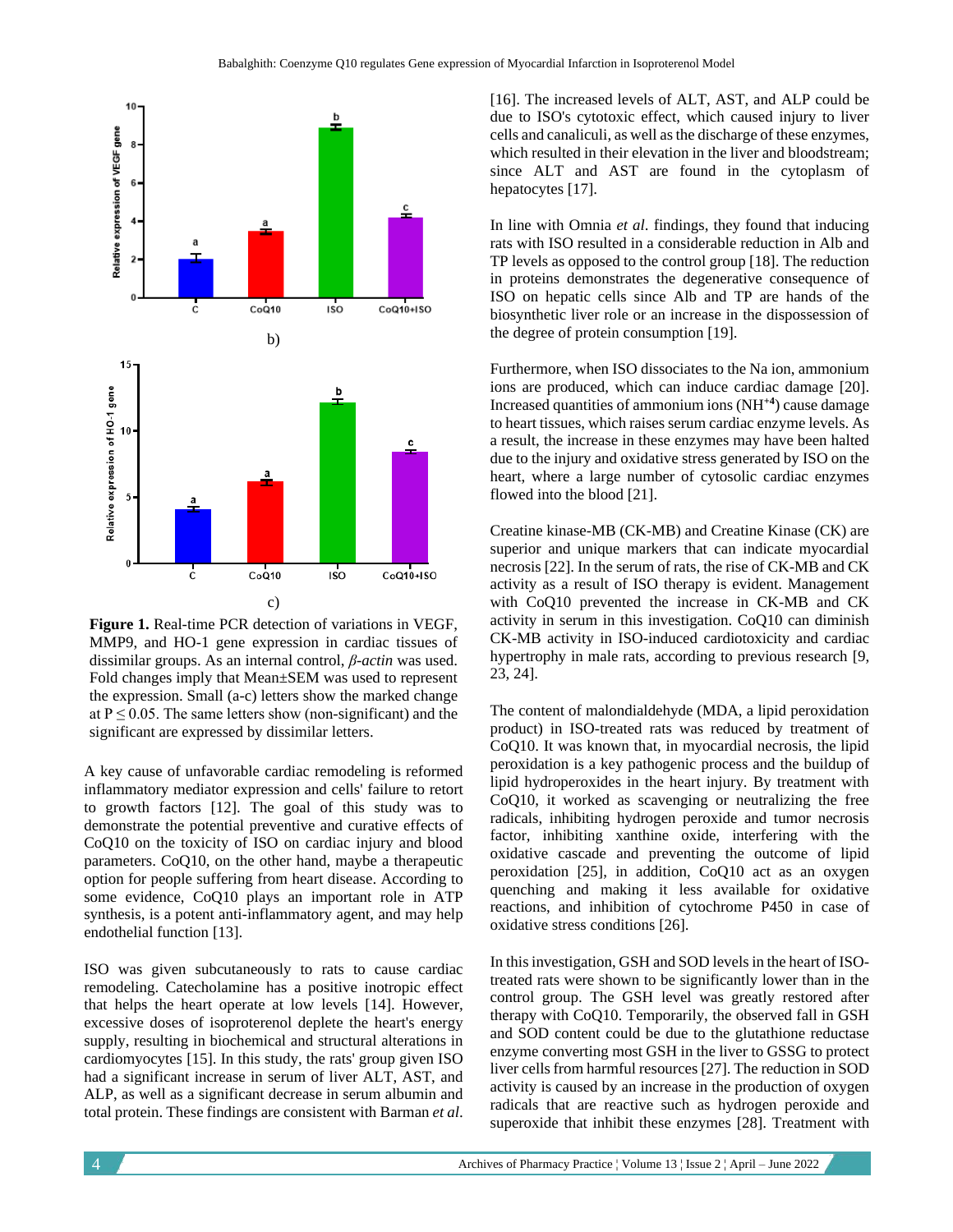10
8
6
4
2
0

Relative expression of VEGF gene

a
a
b
c

C
CoQ10
ISO
CoQ10+ISO

b)

15
10
5
0

Relative expression of HO-1 gene

a
a
b
c

C
CoQ10
ISO
CoQ10+ISO

c)

**Figure 1.** Real-time PCR detection of variations in VEGF, MMP9, and HO-1 gene expression in cardiac tissues of dissimilar groups. As an internal control, *β-actin* was used. Fold changes imply that Mean±SEM was used to represent the expression. Small (a-c) letters show the marked change at $P \leq 0.05$. The same letters show (non-significant) and the significant are expressed by dissimilar letters.

A key cause of unfavorable cardiac remodeling is reformed inflammatory mediator expression and cells' failure to retort to growth factors [12]. The goal of this study was to demonstrate the potential preventive and curative effects of CoQ10 on the toxicity of ISO on cardiac injury and blood parameters. CoQ10, on the other hand, maybe a therapeutic option for people suffering from heart disease. According to some evidence, CoQ10 plays an important role in ATP synthesis, is a potent anti-inflammatory agent, and may help endothelial function [13].

ISO was given subcutaneously to rats to cause cardiac remodeling. Catecholamine has a positive inotropic effect that helps the heart operate at low levels [14]. However, excessive doses of isoproterenol deplete the heart's energy supply, resulting in biochemical and structural alterations in cardiomyocytes [15]. In this study, the rats' group given ISO had a significant increase in serum of liver ALT, AST, and ALP, as well as a significant decrease in serum albumin and total protein. These findings are consistent with Barman *et al*. [16]. The increased levels of ALT, AST, and ALP could be due to ISO's cytotoxic effect, which caused injury to liver cells and canaliculi, as well as the discharge of these enzymes, which resulted in their elevation in the liver and bloodstream; since ALT and AST are found in the cytoplasm of hepatocytes [17].

In line with Omnia *et al*. findings, they found that inducing rats with ISO resulted in a considerable reduction in Alb and TP levels as opposed to the control group [18]. The reduction in proteins demonstrates the degenerative consequence of ISO on hepatic cells since Alb and TP are hands of the biosynthetic liver role or an increase in the dispossession of the degree of protein consumption [19].

Furthermore, when ISO dissociates to the Na ion, ammonium ions are produced, which can induce cardiac damage [20]. Increased quantities of ammonium ions ($NH^{+4}$) cause damage to heart tissues, which raises serum cardiac enzyme levels. As a result, the increase in these enzymes may have been halted due to the injury and oxidative stress generated by ISO on the heart, where a large number of cytosolic cardiac enzymes flowed into the blood [21].

Creatine kinase-MB (CK-MB) and Creatine Kinase (CK) are superior and unique markers that can indicate myocardial necrosis [22]. In the serum of rats, the rise of CK-MB and CK activity as a result of ISO therapy is evident. Management with CoQ10 prevented the increase in CK-MB and CK activity in serum in this investigation. CoQ10 can diminish CK-MB activity in ISO-induced cardiotoxicity and cardiac hypertrophy in male rats, according to previous research [9, 23, 24].

The content of malondialdehyde (MDA, a lipid peroxidation product) in ISO-treated rats was reduced by treatment of CoQ10. It was known that, in myocardial necrosis, the lipid peroxidation is a key pathogenic process and the buildup of lipid hydroperoxides in the heart injury. By treatment with CoQ10, it worked as scavenging or neutralizing the free radicals, inhibiting hydrogen peroxide and tumor necrosis factor, inhibiting xanthine oxide, interfering with the oxidative cascade and preventing the outcome of lipid peroxidation [25], in addition, CoQ10 act as an oxygen quenching and making it less available for oxidative reactions, and inhibition of cytochrome P450 in case of oxidative stress conditions [26].

In this investigation, GSH and SOD levels in the heart of ISO-treated rats were shown to be significantly lower than in the control group. The GSH level was greatly restored after therapy with CoQ10. Temporarily, the observed fall in GSH and SOD content could be due to the glutathione reductase enzyme converting most GSH in the liver to GSSG to protect liver cells from harmful resources [27]. The reduction in SOD activity is caused by an increase in the production of oxygen radicals that are reactive such as hydrogen peroxide and superoxide that inhibit these enzymes [28]. Treatment with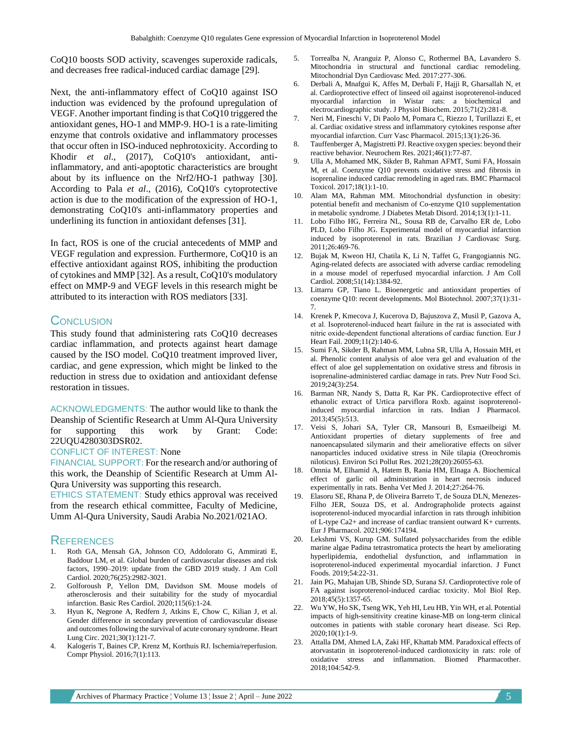CoQ10 boosts SOD activity, scavenges superoxide radicals, and decreases free radical-induced cardiac damage [29].

Next, the anti-inflammatory effect of CoQ10 against ISO induction was evidenced by the profound upregulation of VEGF. Another important finding is that CoQ10 triggered the antioxidant genes, HO-1 and MMP-9. HO-1 is a rate-limiting enzyme that controls oxidative and inflammatory processes that occur often in ISO-induced nephrotoxicity. According to Khodir *et al*., (2017), CoQ10's antioxidant, anti-inflammatory, and anti-apoptotic characteristics are brought about by its influence on the Nrf2/HO-1 pathway [30]. According to Pala *et al*., (2016), CoQ10's cytoprotective action is due to the modification of the expression of HO-1, demonstrating CoQ10's anti-inflammatory properties and underlining its function in antioxidant defenses [31].

In fact, ROS is one of the crucial antecedents of MMP and VEGF regulation and expression. Furthermore, CoQ10 is an effective antioxidant against ROS, inhibiting the production of cytokines and MMP [32]. As a result, CoQ10's modulatory effect on MMP-9 and VEGF levels in this research might be attributed to its interaction with ROS mediators [33].

## Conclusion

This study found that administering rats CoQ10 decreases cardiac inflammation, and protects against heart damage caused by the ISO model. CoQ10 treatment improved liver, cardiac, and gene expression, which might be linked to the reduction in stress due to oxidation and antioxidant defense restoration in tissues.

ACKNOWLEDGMENTS: The author would like to thank the Deanship of Scientific Research at Umm Al-Qura University for supporting this work by Grant: Code: 22UQU4280303DSR02.

CONFLICT OF INTEREST: None

FINANCIAL SUPPORT: For the research and/or authoring of this work, the Deanship of Scientific Research at Umm Al-Qura University was supporting this research.

ETHICS STATEMENT: Study ethics approval was received from the research ethical committee, Faculty of Medicine, Umm Al-Qura University, Saudi Arabia No.2021/021AO.

## References

1. Roth GA, Mensah GA, Johnson CO, Addolorato G, Ammirati E, Baddour LM, et al. Global burden of cardiovascular diseases and risk factors, 1990–2019: update from the GBD 2019 study. J Am Coll Cardiol. 2020;76(25):2982-3021.
2. Golforoush P, Yellon DM, Davidson SM. Mouse models of atherosclerosis and their suitability for the study of myocardial infarction. Basic Res Cardiol. 2020;115(6):1-24.
3. Hyun K, Negrone A, Redfern J, Atkins E, Chow C, Kilian J, et al. Gender difference in secondary prevention of cardiovascular disease and outcomes following the survival of acute coronary syndrome. Heart Lung Circ. 2021;30(1):121-7.
4. Kalogeris T, Baines CP, Krenz M, Korthuis RJ. Ischemia/reperfusion. Compr Physiol. 2016;7(1):113.
5. Torrealba N, Aranguiz P, Alonso C, Rothermel BA, Lavandero S. Mitochondria in structural and functional cardiac remodeling. Mitochondrial Dyn Cardiovasc Med. 2017:277-306.
6. Derbali A, Mnafgui K, Affes M, Derbali F, Hajji R, Gharsallah N, et al. Cardioprotective effect of linseed oil against isoproterenol-induced myocardial infarction in Wistar rats: a biochemical and electrocardiographic study. J Physiol Biochem. 2015;71(2):281-8.
7. Neri M, Fineschi V, Di Paolo M, Pomara C, Riezzo I, Turillazzi E, et al. Cardiac oxidative stress and inflammatory cytokines response after myocardial infarction. Curr Vasc Pharmacol. 2015;13(1):26-36.
8. Tauffenberger A, Magistretti PJ. Reactive oxygen species: beyond their reactive behavior. Neurochem Res. 2021;46(1):77-87.
9. Ulla A, Mohamed MK, Sikder B, Rahman AFMT, Sumi FA, Hossain M, et al. Coenzyme Q10 prevents oxidative stress and fibrosis in isoprenaline induced cardiac remodeling in aged rats. BMC Pharmacol Toxicol. 2017;18(1):1-10.
10. Alam MA, Rahman MM. Mitochondrial dysfunction in obesity: potential benefit and mechanism of Co-enzyme Q10 supplementation in metabolic syndrome. J Diabetes Metab Disord. 2014;13(1):1-11.
11. Lobo Filho HG, Ferreira NL, Sousa RB de, Carvalho ER de, Lobo PLD, Lobo Filho JG. Experimental model of myocardial infarction induced by isoproterenol in rats. Brazilian J Cardiovasc Surg. 2011;26:469-76.
12. Bujak M, Kweon HJ, Chatila K, Li N, Taffet G, Frangogiannis NG. Aging-related defects are associated with adverse cardiac remodeling in a mouse model of reperfused myocardial infarction. J Am Coll Cardiol. 2008;51(14):1384-92.
13. Littarru GP, Tiano L. Bioenergetic and antioxidant properties of coenzyme Q10: recent developments. Mol Biotechnol. 2007;37(1):31-7.
14. Krenek P, Kmecova J, Kucerova D, Bajuszova Z, Musil P, Gazova A, et al. Isoproterenol-induced heart failure in the rat is associated with nitric oxide-dependent functional alterations of cardiac function. Eur J Heart Fail. 2009;11(2):140-6.
15. Sumi FA, Sikder B, Rahman MM, Lubna SR, Ulla A, Hossain MH, et al. Phenolic content analysis of aloe vera gel and evaluation of the effect of aloe gel supplementation on oxidative stress and fibrosis in isoprenaline-administered cardiac damage in rats. Prev Nutr Food Sci. 2019;24(3):254.
16. Barman NR, Nandy S, Datta R, Kar PK. Cardioprotective effect of ethanolic extract of Urtica parviflora Roxb. against isoproterenol-induced myocardial infarction in rats. Indian J Pharmacol. 2013;45(5):513.
17. Veisi S, Johari SA, Tyler CR, Mansouri B, Esmaeilbeigi M. Antioxidant properties of dietary supplements of free and nanoencapsulated silymarin and their ameliorative effects on silver nanoparticles induced oxidative stress in Nile tilapia (Oreochromis niloticus). Environ Sci Pollut Res. 2021;28(20):26055-63.
18. Omnia M, Elhamid A, Hatem B, Rania HM, Elnaga A. Biochemical effect of garlic oil administration in heart necrosis induced experimentally in rats. Benha Vet Med J. 2014;27:264-76.
19. Elasoru SE, Rhana P, de Oliveira Barreto T, de Souza DLN, Menezes-Filho JER, Souza DS, et al. Andrographolide protects against isoproterenol-induced myocardial infarction in rats through inhibition of L-type Ca2+ and increase of cardiac transient outward K+ currents. Eur J Pharmacol. 2021;906:174194.
20. Lekshmi VS, Kurup GM. Sulfated polysaccharides from the edible marine algae Padina tetrastromatica protects the heart by ameliorating hyperlipidemia, endothelial dysfunction, and inflammation in isoproterenol-induced experimental myocardial infarction. J Funct Foods. 2019;54:22-31.
21. Jain PG, Mahajan UB, Shinde SD, Surana SJ. Cardioprotective role of FA against isoproterenol-induced cardiac toxicity. Mol Biol Rep. 2018;45(5):1357-65.
22. Wu YW, Ho SK, Tseng WK, Yeh HI, Leu HB, Yin WH, et al. Potential impacts of high-sensitivity creatine kinase-MB on long-term clinical outcomes in patients with stable coronary heart disease. Sci Rep. 2020;10(1):1-9.
23. Attalla DM, Ahmed LA, Zaki HF, Khattab MM. Paradoxical effects of atorvastatin in isoproterenol-induced cardiotoxicity in rats: role of oxidative stress and inflammation. Biomed Pharmacother. 2018;104:542-9.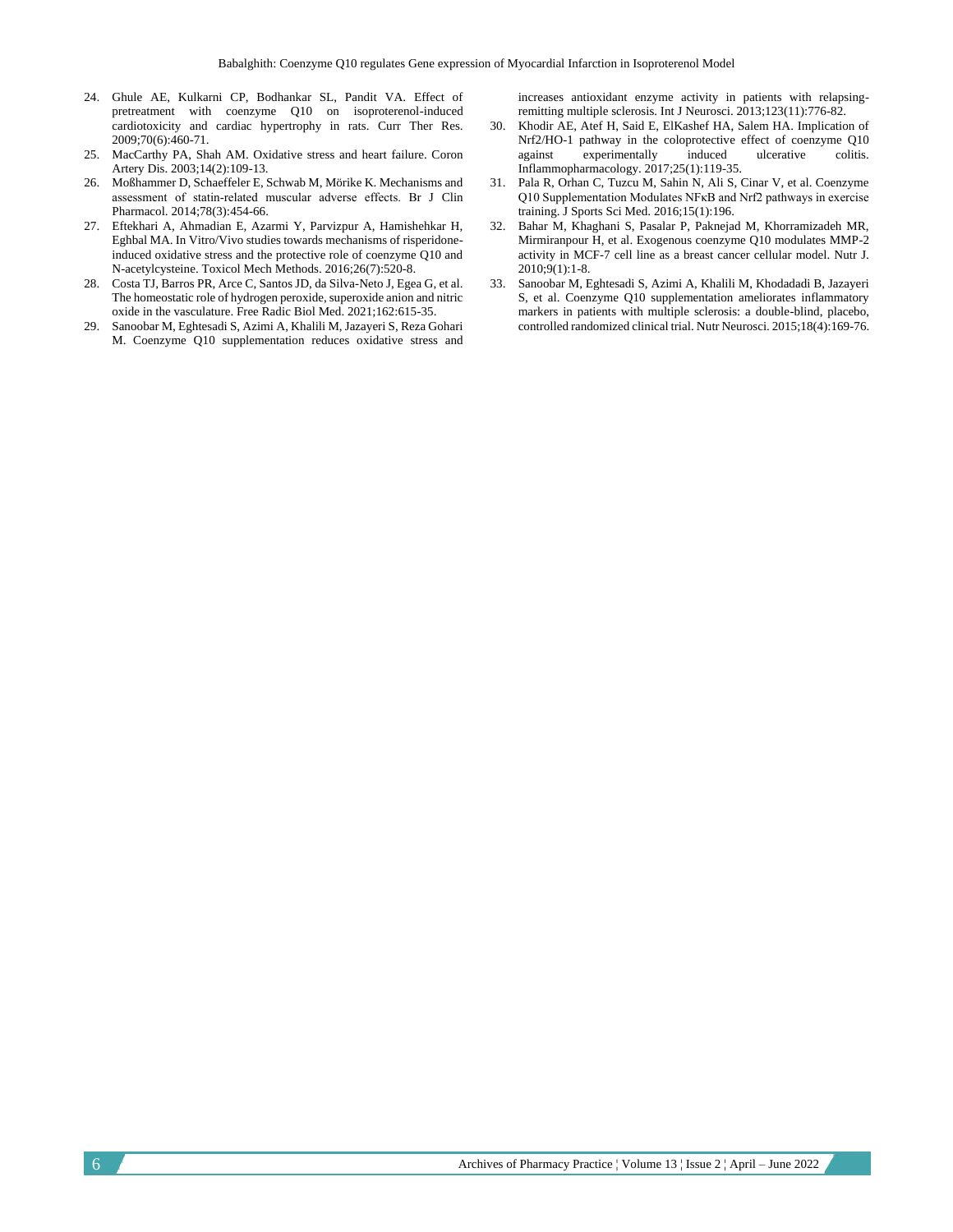24. Ghule AE, Kulkarni CP, Bodhankar SL, Pandit VA. Effect of pretreatment with coenzyme Q10 on isoproterenol-induced cardiotoxicity and cardiac hypertrophy in rats. Curr Ther Res. 2009;70(6):460-71.
25. MacCarthy PA, Shah AM. Oxidative stress and heart failure. Coron Artery Dis. 2003;14(2):109-13.
26. Moßhammer D, Schaeffeler E, Schwab M, Mörike K. Mechanisms and assessment of statin-related muscular adverse effects. Br J Clin Pharmacol. 2014;78(3):454-66.
27. Eftekhari A, Ahmadian E, Azarmi Y, Parvizpur A, Hamishehkar H, Eghbal MA. In Vitro/Vivo studies towards mechanisms of risperidone-induced oxidative stress and the protective role of coenzyme Q10 and N-acetylcysteine. Toxicol Mech Methods. 2016;26(7):520-8.
28. Costa TJ, Barros PR, Arce C, Santos JD, da Silva-Neto J, Egea G, et al. The homeostatic role of hydrogen peroxide, superoxide anion and nitric oxide in the vasculature. Free Radic Biol Med. 2021;162:615-35.
29. Sanoobar M, Eghtesadi S, Azimi A, Khalili M, Jazayeri S, Reza Gohari M. Coenzyme Q10 supplementation reduces oxidative stress and increases antioxidant enzyme activity in patients with relapsing-remitting multiple sclerosis. Int J Neurosci. 2013;123(11):776-82.
30. Khodir AE, Atef H, Said E, ElKashef HA, Salem HA. Implication of Nrf2/HO-1 pathway in the coloprotective effect of coenzyme Q10 against experimentally induced ulcerative colitis. Inflammopharmacology. 2017;25(1):119-35.
31. Pala R, Orhan C, Tuzcu M, Sahin N, Ali S, Cinar V, et al. Coenzyme Q10 Supplementation Modulates NFκB and Nrf2 pathways in exercise training. J Sports Sci Med. 2016;15(1):196.
32. Bahar M, Khaghani S, Pasalar P, Paknejad M, Khorramizadeh MR, Mirmiranpour H, et al. Exogenous coenzyme Q10 modulates MMP-2 activity in MCF-7 cell line as a breast cancer cellular model. Nutr J. 2010;9(1):1-8.
33. Sanoobar M, Eghtesadi S, Azimi A, Khalili M, Khodadadi B, Jazayeri S, et al. Coenzyme Q10 supplementation ameliorates inflammatory markers in patients with multiple sclerosis: a double-blind, placebo, controlled randomized clinical trial. Nutr Neurosci. 2015;18(4):169-76.